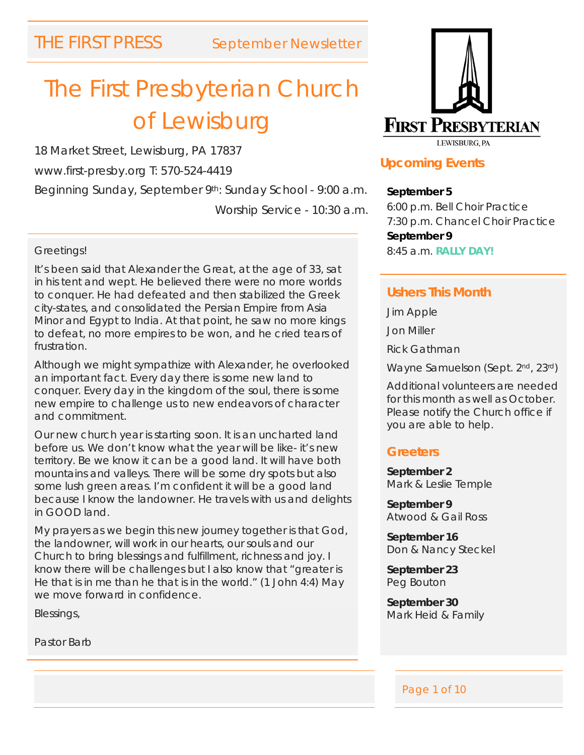THE FIRST PRESS September Newsletter

# The First Presbyterian Church of Lewisburg

18 Market Street, Lewisburg, PA 17837

www.first-presby.org T: 570-524-4419

Beginning Sunday, September 9th: Sunday School - 9:00 a.m.

Worship Service - 10:30 a.m.

Greetings!

It's been said that Alexander the Great, at the age of 33, sat in his tent and wept. He believed there were no more worlds to conquer. He had defeated and then stabilized the Greek city-states, and consolidated the Persian Empire from Asia Minor and Egypt to India. At that point, he saw no more kings to defeat, no more empires to be won, and he cried tears of frustration.

Although we might sympathize with Alexander, he overlooked an important fact. Every day there is some new land to conquer. Every day in the kingdom of the soul, there is some new empire to challenge us to new endeavors of character and commitment.

Our new church year is starting soon. It is an uncharted land before us. We don't know what the year will be like- it's new territory. Be we know it can be a good land. It will have both mountains and valleys. There will be some dry spots but also some lush green areas. I'm confident it will be a good land because I know the landowner. He travels with us and delights in GOOD land.

My prayers as we begin this new journey together is that God, the landowner, will work in our hearts, our souls and our Church to bring blessings and fulfillment, richness and joy. I know there will be challenges but I also know that "greater is He that is in me than he that is in the world." (1 John 4:4) May we move forward in confidence.

Blessings,

Pastor Barb

FIRST PRESBYTERIAN
LEWISBURG, PA

## Upcoming Events

**September 5**
6:00 p.m. Bell Choir Practice
7:30 p.m. Chancel Choir Practice

**September 9**
8:45 a.m. **RALLY DAY!**

## Ushers This Month

Jim Apple

Jon Miller

Rick Gathman

Wayne Samuelson (Sept. 2nd, 23rd)

Additional volunteers are needed for this month as well as October. Please notify the Church office if you are able to help.

## Greeters

**September 2**
Mark & Leslie Temple

**September 9**
Atwood & Gail Ross

**September 16**
Don & Nancy Steckel

**September 23**
Peg Bouton

**September 30**
Mark Heid & Family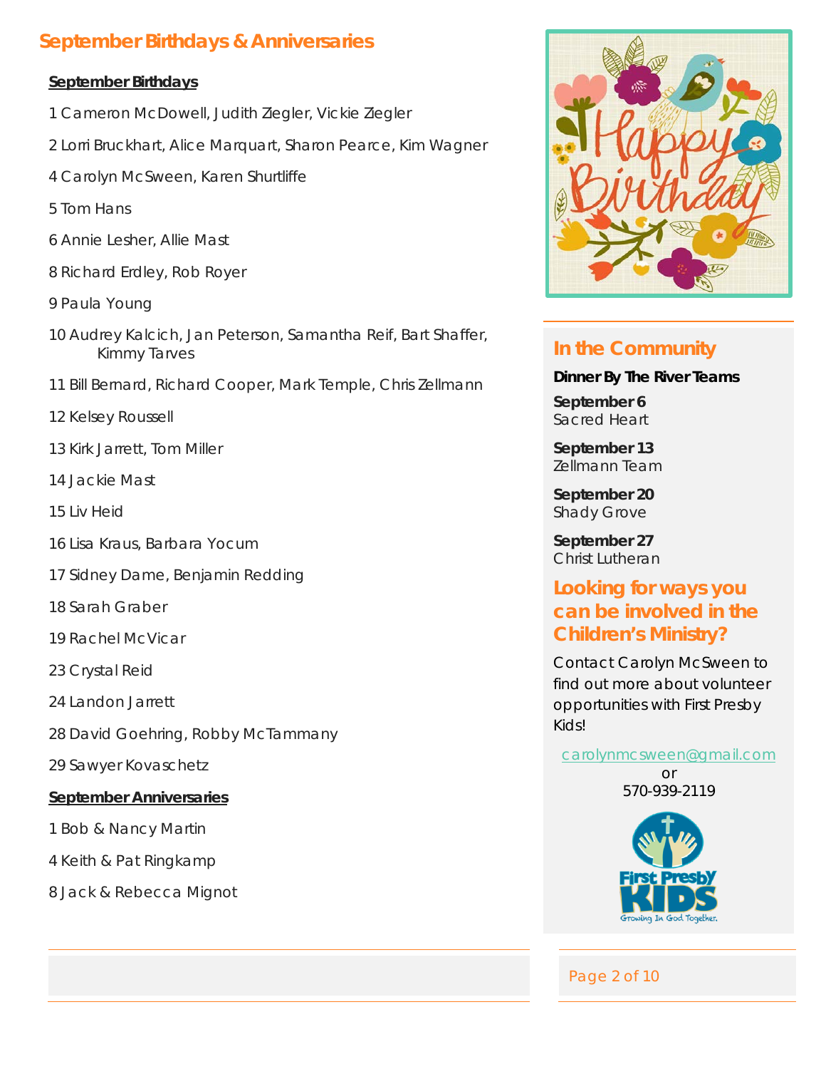## September Birthdays & Anniversaries

**September Birthdays**

1 Cameron McDowell, Judith Ziegler, Vickie Ziegler

2 Lorri Bruckhart, Alice Marquart, Sharon Pearce, Kim Wagner

4 Carolyn McSween, Karen Shurtliffe

5 Tom Hans

6 Annie Lesher, Allie Mast

8 Richard Erdley, Rob Royer

9 Paula Young

10 Audrey Kalcich, Jan Peterson, Samantha Reif, Bart Shaffer, Kimmy Tarves

11 Bill Bernard, Richard Cooper, Mark Temple, Chris Zellmann

12 Kelsey Roussell

13 Kirk Jarrett, Tom Miller

14 Jackie Mast

15 Liv Heid

16 Lisa Kraus, Barbara Yocum

17 Sidney Dame, Benjamin Redding

18 Sarah Graber

19 Rachel McVicar

23 Crystal Reid

24 Landon Jarrett

28 David Goehring, Robby McTammany

29 Sawyer Kovaschetz

**September Anniversaries**

1 Bob & Nancy Martin

4 Keith & Pat Ringkamp

8 Jack & Rebecca Mignot

## In the Community

**Dinner By The River Teams**

**September 6**
Sacred Heart

**September 13**
Zellmann Team

**September 20**
Shady Grove

**September 27**
Christ Lutheran

## Looking for ways you can be involved in the Children's Ministry?

Contact Carolyn McSween to find out more about volunteer opportunities with First Presby Kids!

carolynmcsween@gmail.com
or
570-939-2119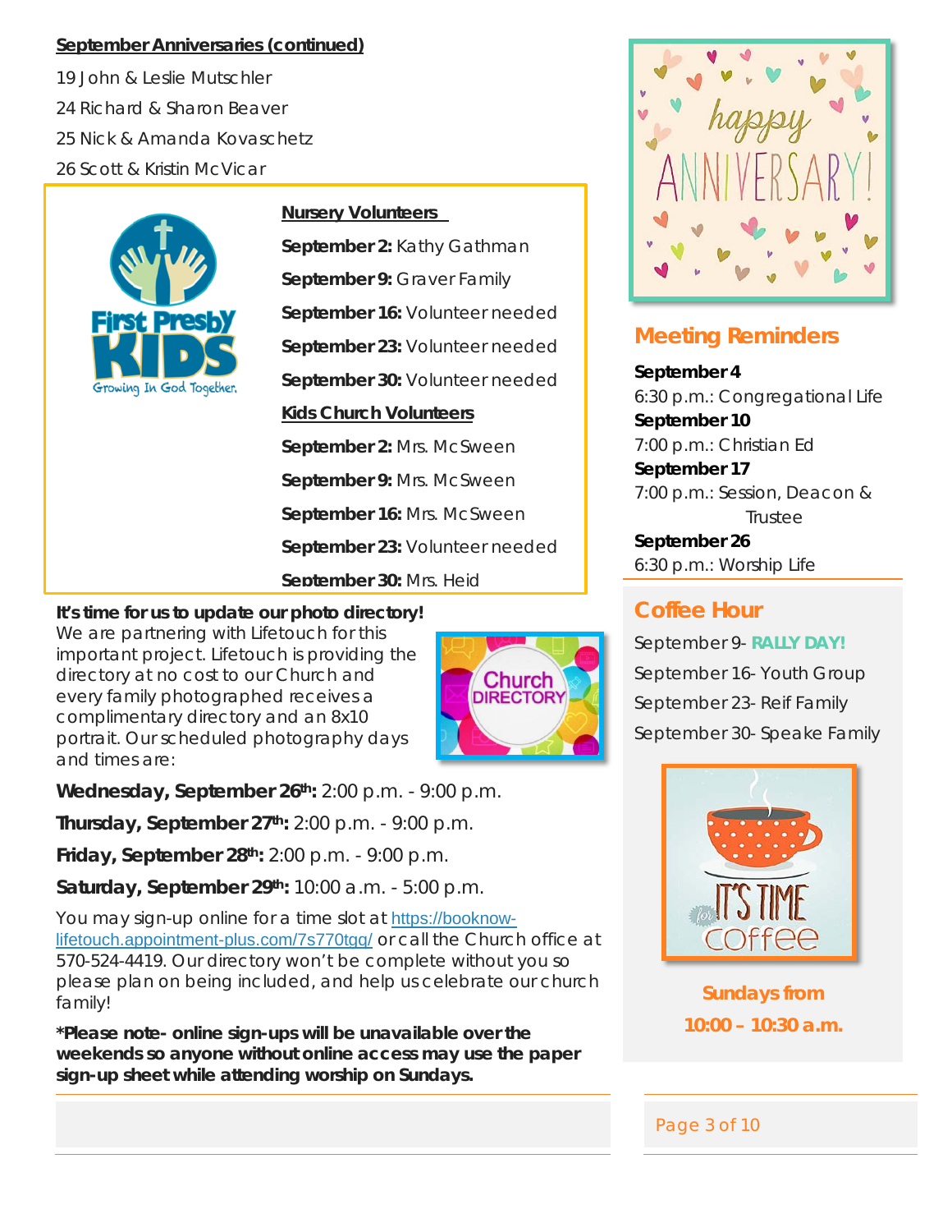**September Anniversaries (continued)**

19 John & Leslie Mutschler

24 Richard & Sharon Beaver

25 Nick & Amanda Kovaschetz

26 Scott & Kristin McVicar

**Nursery Volunteers**

**September 2:** Kathy Gathman

**September 9:** Graver Family

**September 16:** Volunteer needed

**September 23:** Volunteer needed

**September 30:** Volunteer needed

**Kids Church Volunteers**

**September 2:** Mrs. McSween

**September 9:** Mrs. McSween

**September 16:** Mrs. McSween

**September 23:** Volunteer needed

**September 30:** Mrs. Heid

**It's time for us to update our photo directory!**

We are partnering with Lifetouch for this important project. Lifetouch is providing the directory at no cost to our Church and every family photographed receives a complimentary directory and an 8x10 portrait. Our scheduled photography days and times are:

**Wednesday, September 26th:** 2:00 p.m. - 9:00 p.m.

**Thursday, September 27th:** 2:00 p.m. - 9:00 p.m.

**Friday, September 28th:** 2:00 p.m. - 9:00 p.m.

**Saturday, September 29th:** 10:00 a.m. - 5:00 p.m.

You may sign-up online for a time slot at https://booknow-lifetouch.appointment-plus.com/7s770tgg/ or call the Church office at 570-524-4419. Our directory won't be complete without you so please plan on being included, and help us celebrate our church family!

***Please note- online sign-ups will be unavailable over the weekends so anyone without online access may use the paper sign-up sheet while attending worship on Sundays.**

## Meeting Reminders

**September 4**
6:30 p.m.: Congregational Life

**September 10**
7:00 p.m.: Christian Ed

**September 17**
7:00 p.m.: Session, Deacon & Trustee

**September 26**
6:30 p.m.: Worship Life

## Coffee Hour

September 9- **RALLY DAY!**

September 16- Youth Group

September 23- Reif Family

September 30- Speake Family

**Sundays from 10:00 – 10:30 a.m.**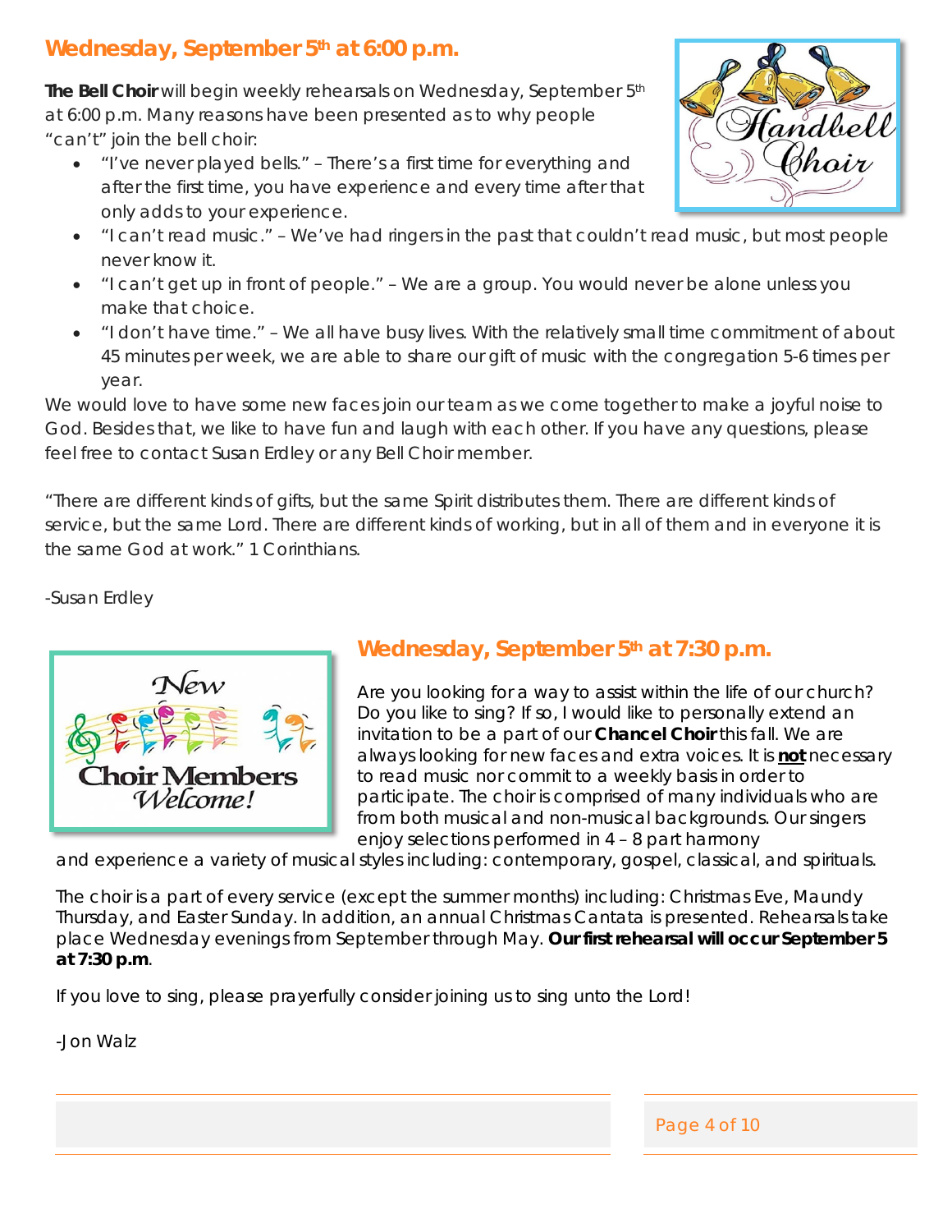## Wednesday, September 5th at 6:00 p.m.

**The Bell Choir** will begin weekly rehearsals on Wednesday, September 5th at 6:00 p.m. Many reasons have been presented as to why people "can't" join the bell choir:

- "I've never played bells." – There's a first time for everything and after the first time, you have experience and every time after that only adds to your experience.
- "I can't read music." – We've had ringers in the past that couldn't read music, but most people never know it.
- "I can't get up in front of people." – We are a group. You would never be alone unless you make that choice.
- "I don't have time." – We all have busy lives. With the relatively small time commitment of about 45 minutes per week, we are able to share our gift of music with the congregation 5-6 times per year.

We would love to have some new faces join our team as we come together to make a joyful noise to God. Besides that, we like to have fun and laugh with each other. If you have any questions, please feel free to contact Susan Erdley or any Bell Choir member.

"There are different kinds of gifts, but the same Spirit distributes them. There are different kinds of service, but the same Lord. There are different kinds of working, but in all of them and in everyone it is the same God at work." 1 Corinthians.

-Susan Erdley

## Wednesday, September 5th at 7:30 p.m.

Are you looking for a way to assist within the life of our church? Do you like to sing? If so, I would like to personally extend an invitation to be a part of our **Chancel Choir** this fall. We are always looking for new faces and extra voices. It is ***not*** necessary to read music nor commit to a weekly basis in order to participate. The choir is comprised of many individuals who are from both musical and non-musical backgrounds. Our singers enjoy selections performed in 4 – 8 part harmony and experience a variety of musical styles including: contemporary, gospel, classical, and spirituals.

The choir is a part of every service (except the summer months) including: Christmas Eve, Maundy Thursday, and Easter Sunday. In addition, an annual Christmas Cantata is presented. Rehearsals take place Wednesday evenings from September through May. **Our first rehearsal will occur September 5 at 7:30 p.m**.

If you love to sing, please prayerfully consider joining us to sing unto the Lord!

-Jon Walz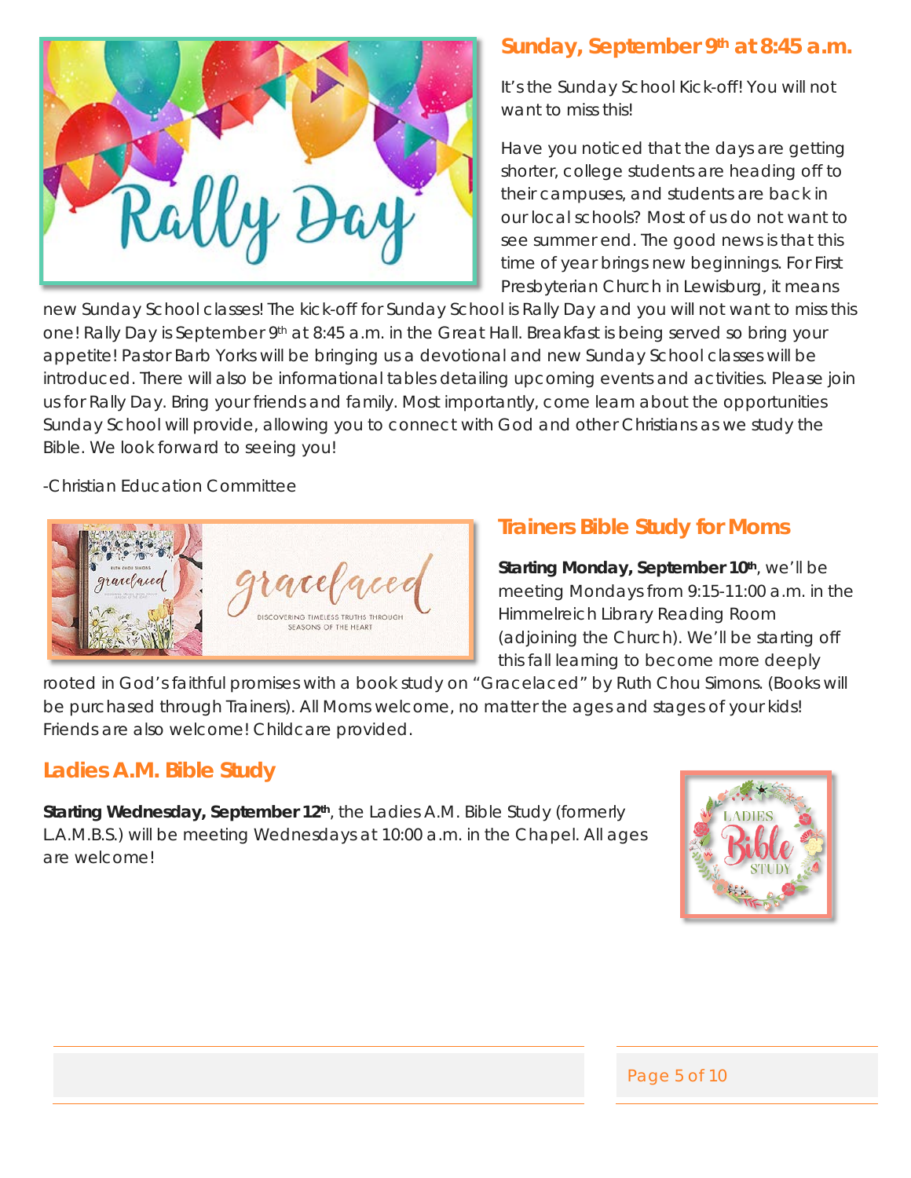## Sunday, September 9th at 8:45 a.m.

It's the Sunday School Kick-off! You will not want to miss this!

Have you noticed that the days are getting shorter, college students are heading off to their campuses, and students are back in our local schools? Most of us do not want to see summer end. The good news is that this time of year brings new beginnings. For First Presbyterian Church in Lewisburg, it means new Sunday School classes! The kick-off for Sunday School is Rally Day and you will not want to miss this one! Rally Day is September 9th at 8:45 a.m. in the Great Hall. Breakfast is being served so bring your appetite! Pastor Barb Yorks will be bringing us a devotional and new Sunday School classes will be introduced. There will also be informational tables detailing upcoming events and activities. Please join us for Rally Day. Bring your friends and family. Most importantly, come learn about the opportunities Sunday School will provide, allowing you to connect with God and other Christians as we study the Bible. We look forward to seeing you!

-Christian Education Committee

## Trainers Bible Study for Moms

**Starting Monday, September 10th**, we'll be meeting Mondays from 9:15-11:00 a.m. in the Himmelreich Library Reading Room (adjoining the Church). We'll be starting off this fall learning to become more deeply rooted in God's faithful promises with a book study on "Gracelaced" by Ruth Chou Simons. (Books will be purchased through Trainers). All Moms welcome, no matter the ages and stages of your kids! Friends are also welcome! Childcare provided.

## Ladies A.M. Bible Study

**Starting Wednesday, September 12th**, the Ladies A.M. Bible Study (formerly L.A.M.B.S.) will be meeting Wednesdays at 10:00 a.m. in the Chapel. All ages are welcome!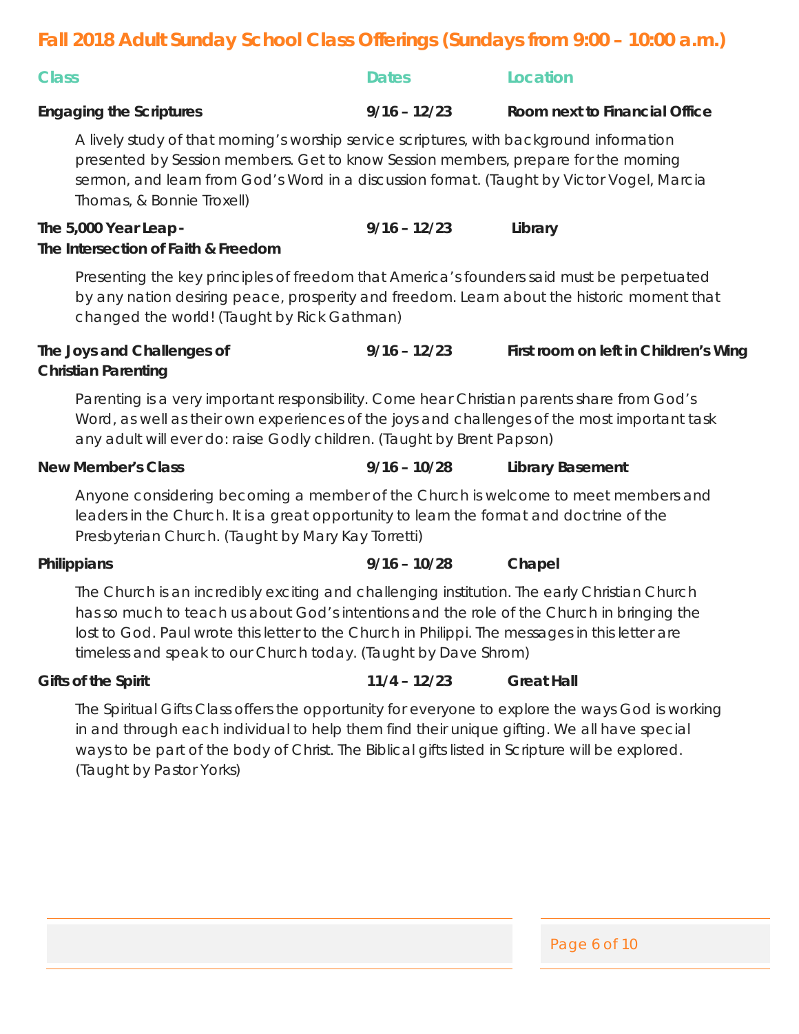## Fall 2018 Adult Sunday School Class Offerings (Sundays from 9:00 – 10:00 a.m.)

| Class | Dates | Location |
| --- | --- | --- |
| **Engaging the Scriptures** | **9/16 – 12/23** | **Room next to Financial Office** |

A lively study of that morning's worship service scriptures, with background information presented by Session members. Get to know Session members, prepare for the morning sermon, and learn from God's Word in a discussion format. (Taught by Victor Vogel, Marcia Thomas, & Bonnie Troxell)

| | | |
| --- | --- | --- |
| **The 5,000 Year Leap - The Intersection of Faith & Freedom** | **9/16 – 12/23** | **Library** |

Presenting the key principles of freedom that America's founders said must be perpetuated by any nation desiring peace, prosperity and freedom. Learn about the historic moment that changed the world! (Taught by Rick Gathman)

| | | |
| --- | --- | --- |
| **The Joys and Challenges of Christian Parenting** | **9/16 – 12/23** | **First room on left in Children's Wing** |

Parenting is a very important responsibility. Come hear Christian parents share from God's Word, as well as their own experiences of the joys and challenges of the most important task any adult will ever do: raise Godly children. (Taught by Brent Papson)

| | | |
| --- | --- | --- |
| **New Member's Class** | **9/16 – 10/28** | **Library Basement** |

Anyone considering becoming a member of the Church is welcome to meet members and leaders in the Church. It is a great opportunity to learn the format and doctrine of the Presbyterian Church. (Taught by Mary Kay Torretti)

| | | |
| --- | --- | --- |
| **Philippians** | **9/16 – 10/28** | **Chapel** |

The Church is an incredibly exciting and challenging institution. The early Christian Church has so much to teach us about God's intentions and the role of the Church in bringing the lost to God. Paul wrote this letter to the Church in Philippi. The messages in this letter are timeless and speak to our Church today. (Taught by Dave Shrom)

| | | |
| --- | --- | --- |
| **Gifts of the Spirit** | **11/4 – 12/23** | **Great Hall** |

The Spiritual Gifts Class offers the opportunity for everyone to explore the ways God is working in and through each individual to help them find their unique gifting. We all have special ways to be part of the body of Christ. The Biblical gifts listed in Scripture will be explored. (Taught by Pastor Yorks)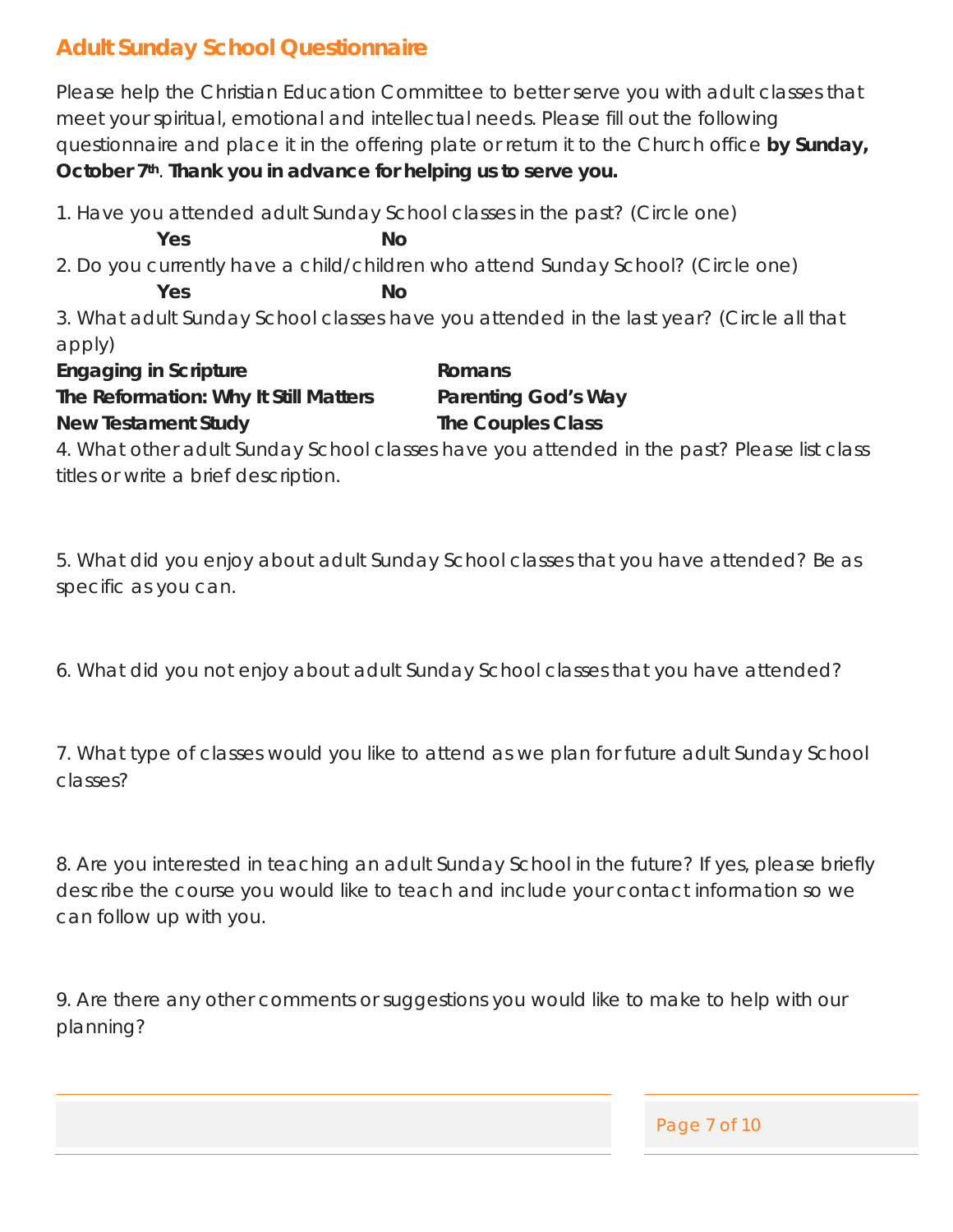## Adult Sunday School Questionnaire

Please help the Christian Education Committee to better serve you with adult classes that meet your spiritual, emotional and intellectual needs. Please fill out the following questionnaire and place it in the offering plate or return it to the Church office **by Sunday, October 7th**. **Thank you in advance for helping us to serve you.**

1. Have you attended adult Sunday School classes in the past? (Circle one)

   **Yes** **No**

2. Do you currently have a child/children who attend Sunday School? (Circle one)

   **Yes** **No**

3. What adult Sunday School classes have you attended in the last year? (Circle all that apply)

   **Engaging in Scripture**
   **The Reformation: Why It Still Matters**
   **New Testament Study**
   **Romans**
   **Parenting God's Way**
   **The Couples Class**

4. What other adult Sunday School classes have you attended in the past? Please list class titles or write a brief description.

5. What did you enjoy about adult Sunday School classes that you have attended? Be as specific as you can.

6. What did you not enjoy about adult Sunday School classes that you have attended?

7. What type of classes would you like to attend as we plan for future adult Sunday School classes?

8. Are you interested in teaching an adult Sunday School in the future? If yes, please briefly describe the course you would like to teach and include your contact information so we can follow up with you.

9. Are there any other comments or suggestions you would like to make to help with our planning?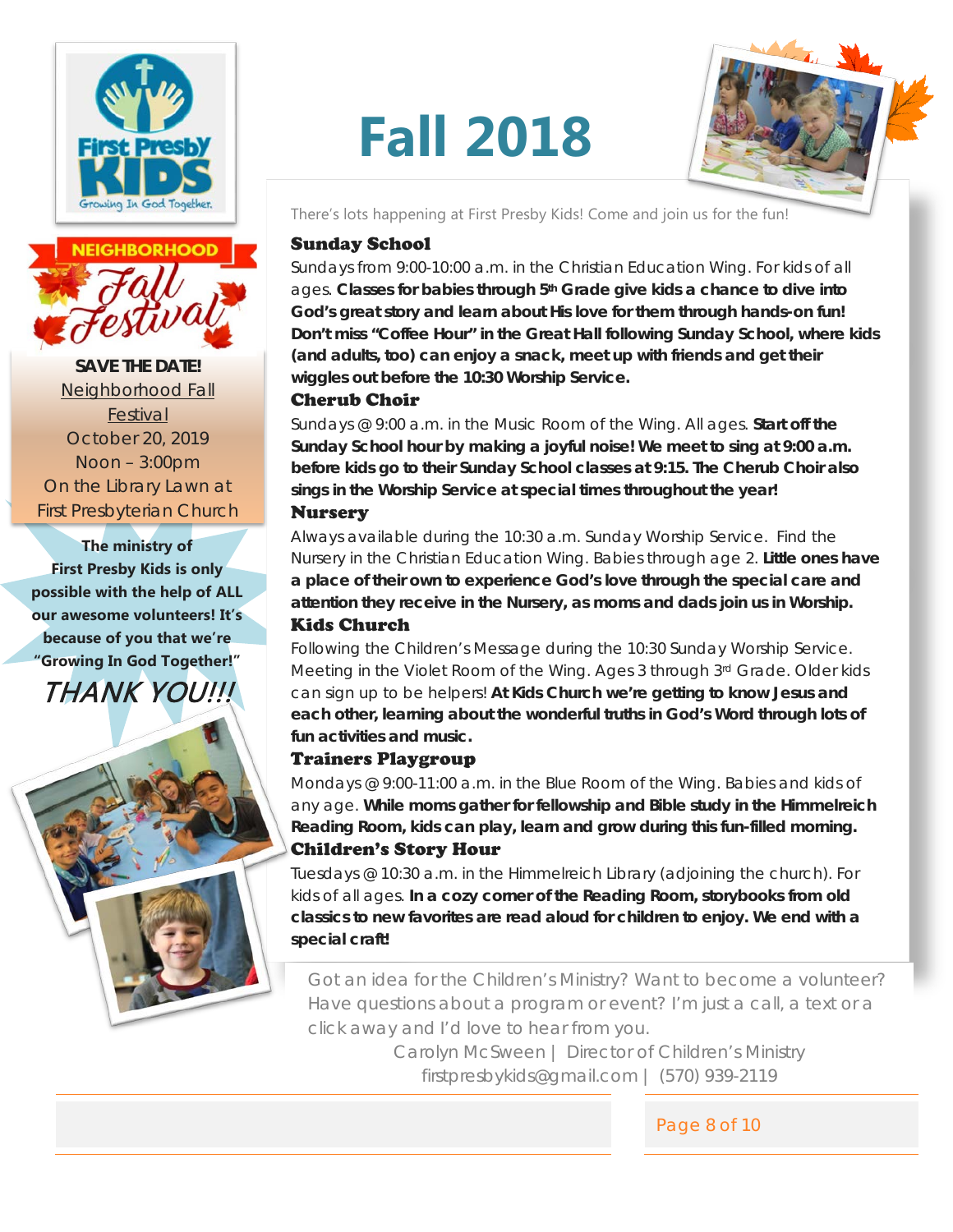# Fall 2018

There's lots happening at First Presby Kids! Come and join us for the fun!

### Sunday School

Sundays from 9:00-10:00 a.m. in the Christian Education Wing. For kids of all ages. **Classes for babies through 5th Grade give kids a chance to dive into God's great story and learn about His love for them through hands-on fun! Don't miss "Coffee Hour" in the Great Hall following Sunday School, where kids (and adults, too) can enjoy a snack, meet up with friends and get their wiggles out before the 10:30 Worship Service.**

### Cherub Choir

Sundays @ 9:00 a.m. in the Music Room of the Wing. All ages. **Start off the Sunday School hour by making a joyful noise! We meet to sing at 9:00 a.m. before kids go to their Sunday School classes at 9:15. The Cherub Choir also sings in the Worship Service at special times throughout the year!**

### Nursery

Always available during the 10:30 a.m. Sunday Worship Service. Find the Nursery in the Christian Education Wing. Babies through age 2. **Little ones have a place of their own to experience God's love through the special care and attention they receive in the Nursery, as moms and dads join us in Worship.**

### Kids Church

Following the Children's Message during the 10:30 Sunday Worship Service. Meeting in the Violet Room of the Wing. Ages 3 through 3rd Grade. Older kids can sign up to be helpers! **At Kids Church we're getting to know Jesus and each other, learning about the wonderful truths in God's Word through lots of fun activities and music.**

### Trainers Playgroup

Mondays @ 9:00-11:00 a.m. in the Blue Room of the Wing. Babies and kids of any age. **While moms gather for fellowship and Bible study in the Himmelreich Reading Room, kids can play, learn and grow during this fun-filled morning.**

### Children's Story Hour

Tuesdays @ 10:30 a.m. in the Himmelreich Library (adjoining the church). For kids of all ages. **In a cozy corner of the Reading Room, storybooks from old classics to new favorites are read aloud for children to enjoy. We end with a special craft!**

Got an idea for the Children's Ministry? Want to become a volunteer? Have questions about a program or event? I'm just a call, a text or a click away and I'd love to hear from you.

Carolyn McSween | Director of Children's Ministry
firstpresbykids@gmail.com | (570) 939-2119

---

First Presby KIDS — Growing In God Together.

**NEIGHBORHOOD Fall Festival**

**SAVE THE DATE!**
Neighborhood Fall Festival
October 20, 2019
Noon – 3:00pm
On the Library Lawn at First Presbyterian Church

**The ministry of First Presby Kids is only possible with the help of ALL our awesome volunteers! It's because of you that we're "Growing In God Together!"**

*THANK YOU!!!*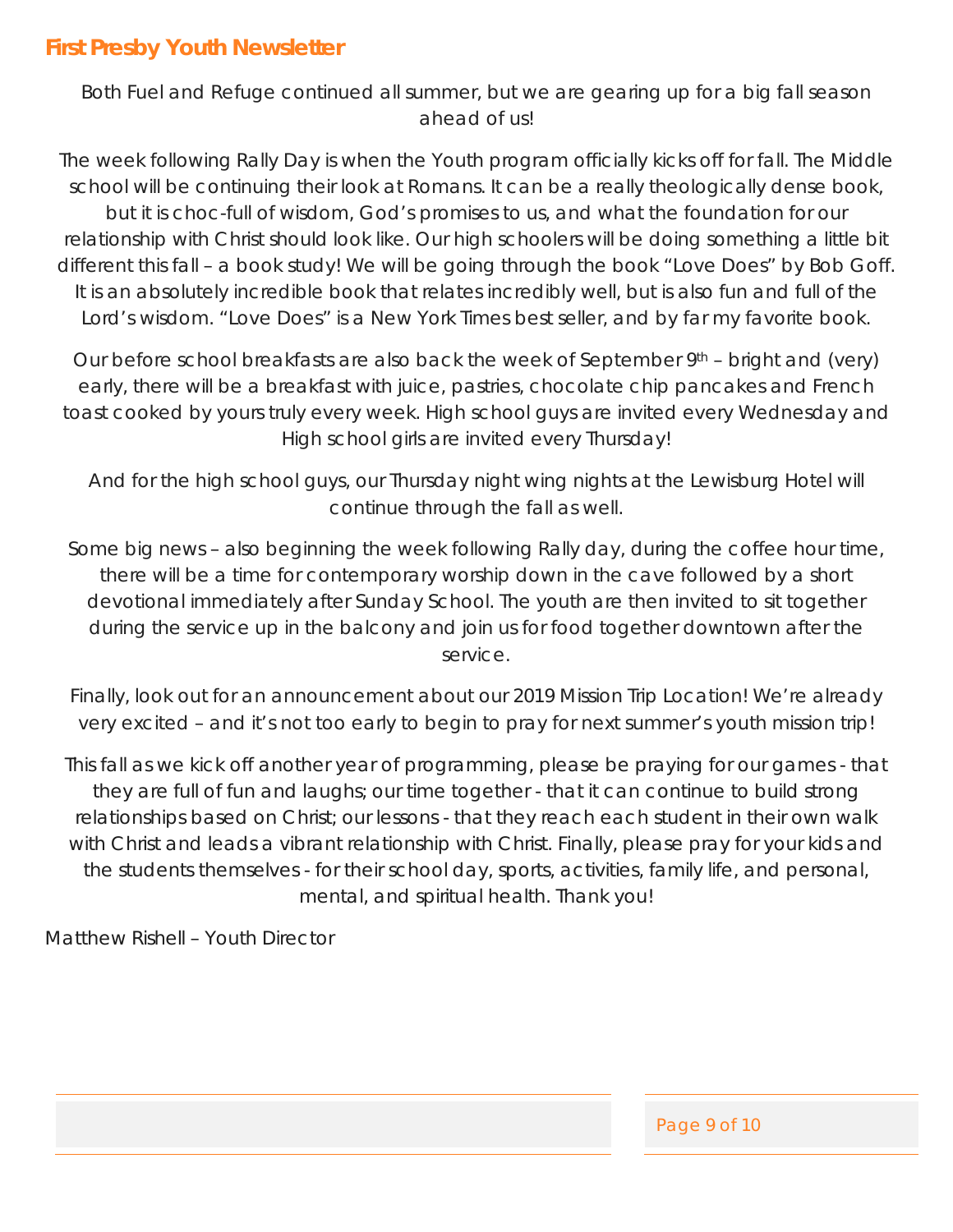## First Presby Youth Newsletter

Both Fuel and Refuge continued all summer, but we are gearing up for a big fall season ahead of us!

The week following Rally Day is when the Youth program officially kicks off for fall. The Middle school will be continuing their look at Romans. It can be a really theologically dense book, but it is choc-full of wisdom, God's promises to us, and what the foundation for our relationship with Christ should look like. Our high schoolers will be doing something a little bit different this fall – a book study! We will be going through the book "Love Does" by Bob Goff. It is an absolutely incredible book that relates incredibly well, but is also fun and full of the Lord's wisdom. "Love Does" is a New York Times best seller, and by far my favorite book.

Our before school breakfasts are also back the week of September 9th – bright and (very) early, there will be a breakfast with juice, pastries, chocolate chip pancakes and French toast cooked by yours truly every week. High school guys are invited every Wednesday and High school girls are invited every Thursday!

And for the high school guys, our Thursday night wing nights at the Lewisburg Hotel will continue through the fall as well.

Some big news – also beginning the week following Rally day, during the coffee hour time, there will be a time for contemporary worship down in the cave followed by a short devotional immediately after Sunday School. The youth are then invited to sit together during the service up in the balcony and join us for food together downtown after the service.

Finally, look out for an announcement about our 2019 Mission Trip Location! We're already very excited – and it's not too early to begin to pray for next summer's youth mission trip!

This fall as we kick off another year of programming, please be praying for our games - that they are full of fun and laughs; our time together - that it can continue to build strong relationships based on Christ; our lessons - that they reach each student in their own walk with Christ and leads a vibrant relationship with Christ. Finally, please pray for your kids and the students themselves - for their school day, sports, activities, family life, and personal, mental, and spiritual health. Thank you!

Matthew Rishell – Youth Director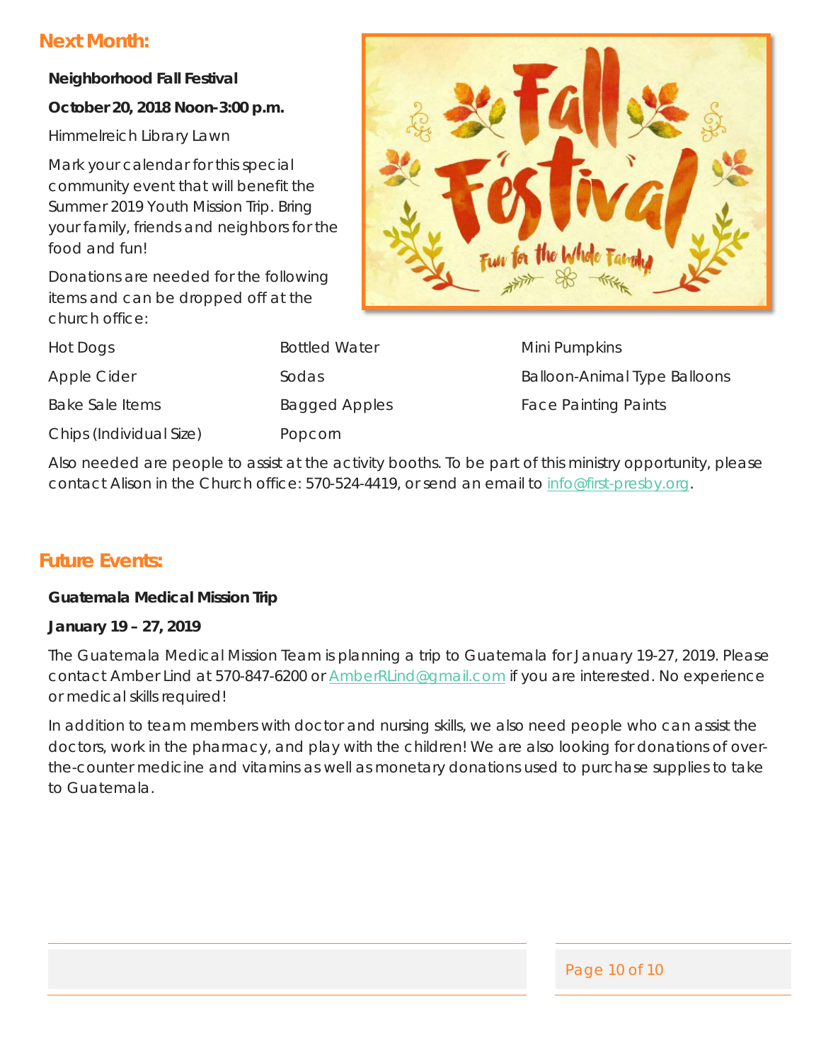## Next Month:

**Neighborhood Fall Festival**

**October 20, 2018 Noon-3:00 p.m.**

Himmelreich Library Lawn

Mark your calendar for this special community event that will benefit the Summer 2019 Youth Mission Trip. Bring your family, friends and neighbors for the food and fun!

Donations are needed for the following items and can be dropped off at the church office:

| | | |
|---|---|---|
| Hot Dogs | Bottled Water | Mini Pumpkins |
| Apple Cider | Sodas | Balloon-Animal Type Balloons |
| Bake Sale Items | Bagged Apples | Face Painting Paints |
| Chips (Individual Size) | Popcorn | |

Also needed are people to assist at the activity booths. To be part of this ministry opportunity, please contact Alison in the Church office: 570-524-4419, or send an email to info@first-presby.org.

## Future Events:

**Guatemala Medical Mission Trip**

**January 19 – 27, 2019**

The Guatemala Medical Mission Team is planning a trip to Guatemala for January 19-27, 2019. Please contact Amber Lind at 570-847-6200 or AmberRLind@gmail.com if you are interested. No experience or medical skills required!

In addition to team members with doctor and nursing skills, we also need people who can assist the doctors, work in the pharmacy, and play with the children! We are also looking for donations of over-the-counter medicine and vitamins as well as monetary donations used to purchase supplies to take to Guatemala.